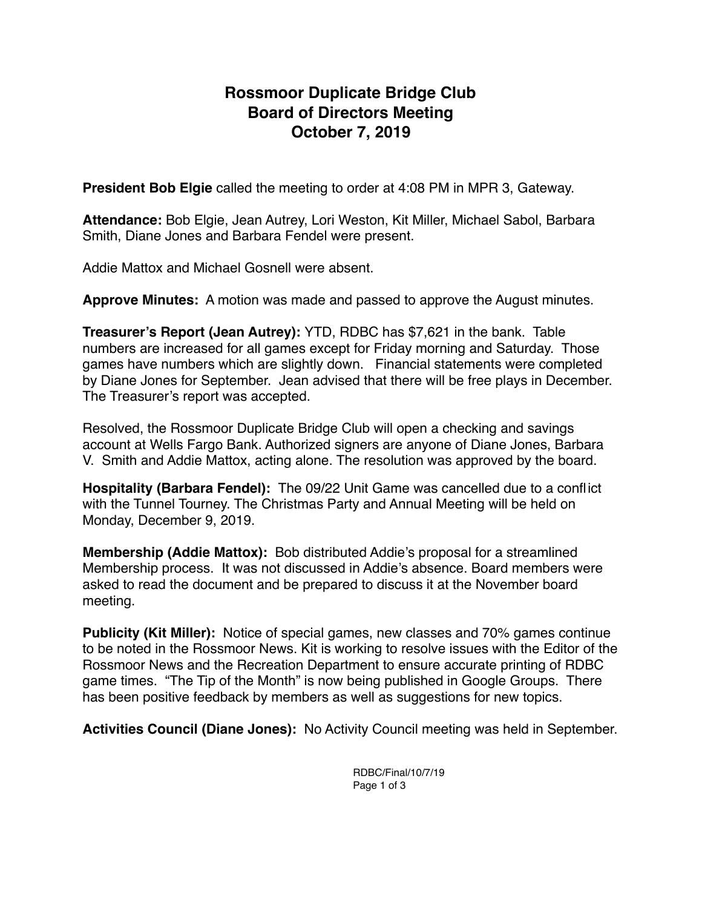# Rossmoor Duplicate Bridge Club
# Board of Directors Meeting
# October 7, 2019

**President Bob Elgie** called the meeting to order at 4:08 PM in MPR 3, Gateway.

**Attendance:** Bob Elgie, Jean Autrey, Lori Weston, Kit Miller, Michael Sabol, Barbara Smith, Diane Jones and Barbara Fendel were present.

Addie Mattox and Michael Gosnell were absent.

**Approve Minutes:** A motion was made and passed to approve the August minutes.

**Treasurer's Report (Jean Autrey):** YTD, RDBC has $7,621 in the bank. Table numbers are increased for all games except for Friday morning and Saturday. Those games have numbers which are slightly down. Financial statements were completed by Diane Jones for September. Jean advised that there will be free plays in December. The Treasurer's report was accepted.

Resolved, the Rossmoor Duplicate Bridge Club will open a checking and savings account at Wells Fargo Bank. Authorized signers are anyone of Diane Jones, Barbara V. Smith and Addie Mattox, acting alone. The resolution was approved by the board.

**Hospitality (Barbara Fendel):** The 09/22 Unit Game was cancelled due to a conflict with the Tunnel Tourney. The Christmas Party and Annual Meeting will be held on Monday, December 9, 2019.

**Membership (Addie Mattox):** Bob distributed Addie's proposal for a streamlined Membership process. It was not discussed in Addie's absence. Board members were asked to read the document and be prepared to discuss it at the November board meeting.

**Publicity (Kit Miller):** Notice of special games, new classes and 70% games continue to be noted in the Rossmoor News. Kit is working to resolve issues with the Editor of the Rossmoor News and the Recreation Department to ensure accurate printing of RDBC game times. "The Tip of the Month" is now being published in Google Groups. There has been positive feedback by members as well as suggestions for new topics.

**Activities Council (Diane Jones):** No Activity Council meeting was held in September.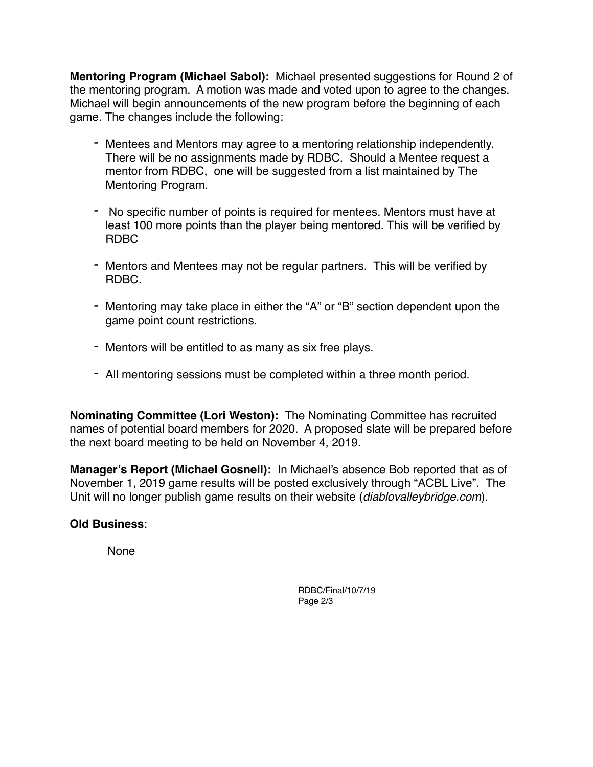**Mentoring Program (Michael Sabol):** Michael presented suggestions for Round 2 of the mentoring program. A motion was made and voted upon to agree to the changes. Michael will begin announcements of the new program before the beginning of each game. The changes include the following:

- Mentees and Mentors may agree to a mentoring relationship independently. There will be no assignments made by RDBC. Should a Mentee request a mentor from RDBC, one will be suggested from a list maintained by The Mentoring Program.

- No specific number of points is required for mentees. Mentors must have at least 100 more points than the player being mentored. This will be verified by RDBC

- Mentors and Mentees may not be regular partners. This will be verified by RDBC.

- Mentoring may take place in either the "A" or "B" section dependent upon the game point count restrictions.

- Mentors will be entitled to as many as six free plays.

- All mentoring sessions must be completed within a three month period.

**Nominating Committee (Lori Weston):** The Nominating Committee has recruited names of potential board members for 2020. A proposed slate will be prepared before the next board meeting to be held on November 4, 2019.

**Manager's Report (Michael Gosnell):** In Michael's absence Bob reported that as of November 1, 2019 game results will be posted exclusively through "ACBL Live". The Unit will no longer publish game results on their website (*diablovalleybridge.com*).

**Old Business**:

None

RDBC/Final/10/7/19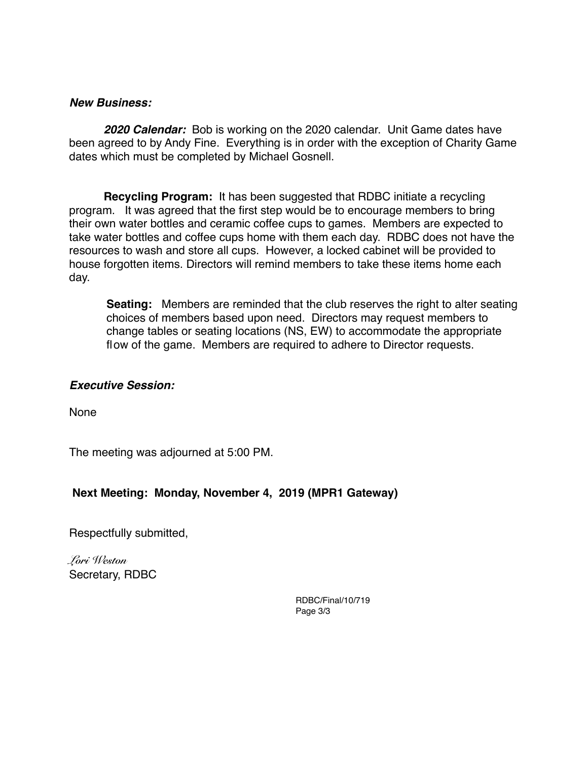***New Business:***

***2020 Calendar:*** Bob is working on the 2020 calendar. Unit Game dates have been agreed to by Andy Fine. Everything is in order with the exception of Charity Game dates which must be completed by Michael Gosnell.

**Recycling Program:** It has been suggested that RDBC initiate a recycling program. It was agreed that the first step would be to encourage members to bring their own water bottles and ceramic coffee cups to games. Members are expected to take water bottles and coffee cups home with them each day. RDBC does not have the resources to wash and store all cups. However, a locked cabinet will be provided to house forgotten items. Directors will remind members to take these items home each day.

> **Seating:** Members are reminded that the club reserves the right to alter seating choices of members based upon need. Directors may request members to change tables or seating locations (NS, EW) to accommodate the appropriate flow of the game. Members are required to adhere to Director requests.

***Executive Session:***

None

The meeting was adjourned at 5:00 PM.

**Next Meeting: Monday, November 4, 2019 (MPR1 Gateway)**

Respectfully submitted,

*Lori Weston*
Secretary, RDBC

RDBC/Final/10/719